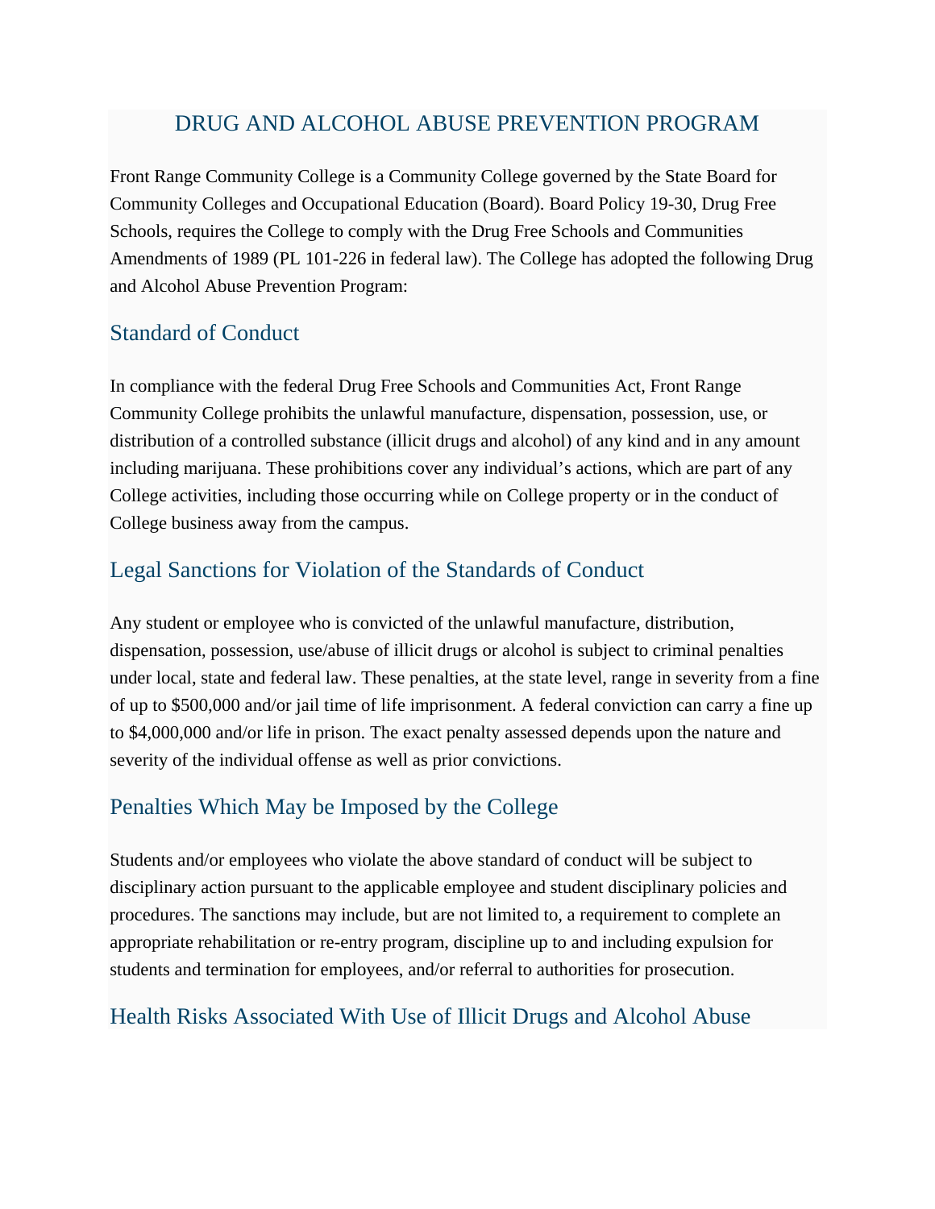# DRUG AND ALCOHOL ABUSE PREVENTION PROGRAM

Front Range Community College is a Community College governed by the State Board for Community Colleges and Occupational Education (Board). Board Policy 19-30, Drug Free Schools, requires the College to comply with the Drug Free Schools and Communities Amendments of 1989 (PL 101-226 in federal law). The College has adopted the following Drug and Alcohol Abuse Prevention Program:

## Standard of Conduct

In compliance with the federal Drug Free Schools and Communities Act, Front Range Community College prohibits the unlawful manufacture, dispensation, possession, use, or distribution of a controlled substance (illicit drugs and alcohol) of any kind and in any amount including marijuana. These prohibitions cover any individual's actions, which are part of any College activities, including those occurring while on College property or in the conduct of College business away from the campus.

## Legal Sanctions for Violation of the Standards of Conduct

Any student or employee who is convicted of the unlawful manufacture, distribution, dispensation, possession, use/abuse of illicit drugs or alcohol is subject to criminal penalties under local, state and federal law. These penalties, at the state level, range in severity from a fine of up to $500,000 and/or jail time of life imprisonment. A federal conviction can carry a fine up to $4,000,000 and/or life in prison. The exact penalty assessed depends upon the nature and severity of the individual offense as well as prior convictions.

## Penalties Which May be Imposed by the College

Students and/or employees who violate the above standard of conduct will be subject to disciplinary action pursuant to the applicable employee and student disciplinary policies and procedures. The sanctions may include, but are not limited to, a requirement to complete an appropriate rehabilitation or re-entry program, discipline up to and including expulsion for students and termination for employees, and/or referral to authorities for prosecution.

## Health Risks Associated With Use of Illicit Drugs and Alcohol Abuse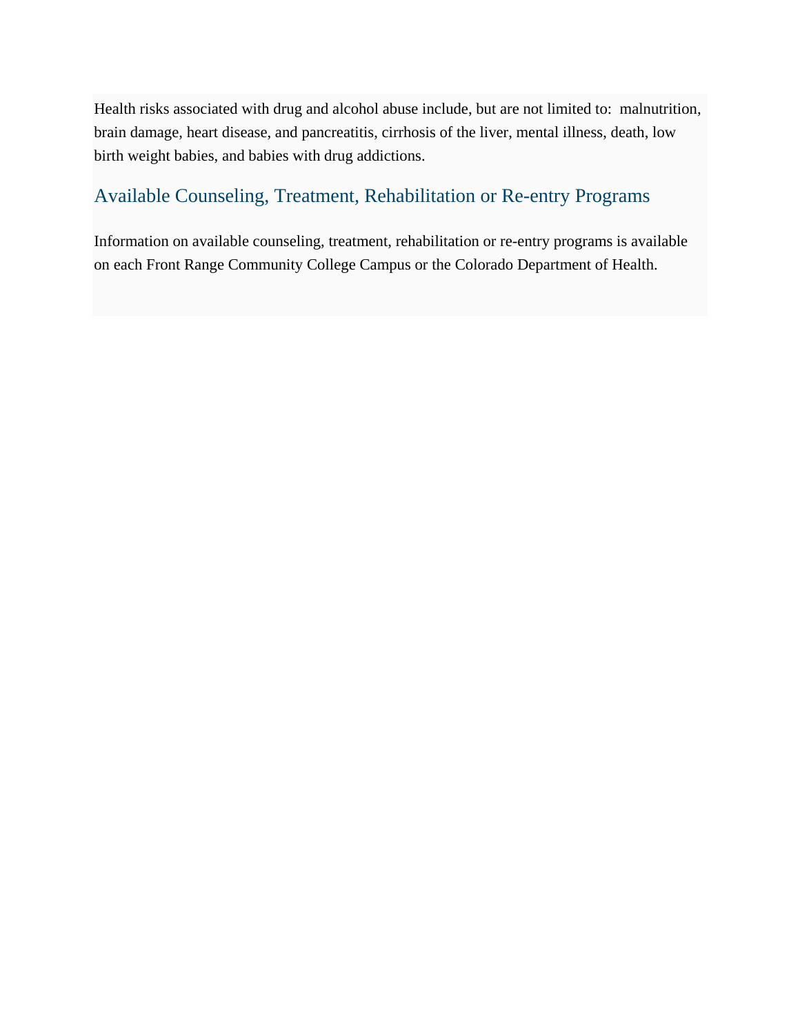Health risks associated with drug and alcohol abuse include, but are not limited to: malnutrition, brain damage, heart disease, and pancreatitis, cirrhosis of the liver, mental illness, death, low birth weight babies, and babies with drug addictions.

## Available Counseling, Treatment, Rehabilitation or Re-entry Programs

Information on available counseling, treatment, rehabilitation or re-entry programs is available on each Front Range Community College Campus or the Colorado Department of Health.